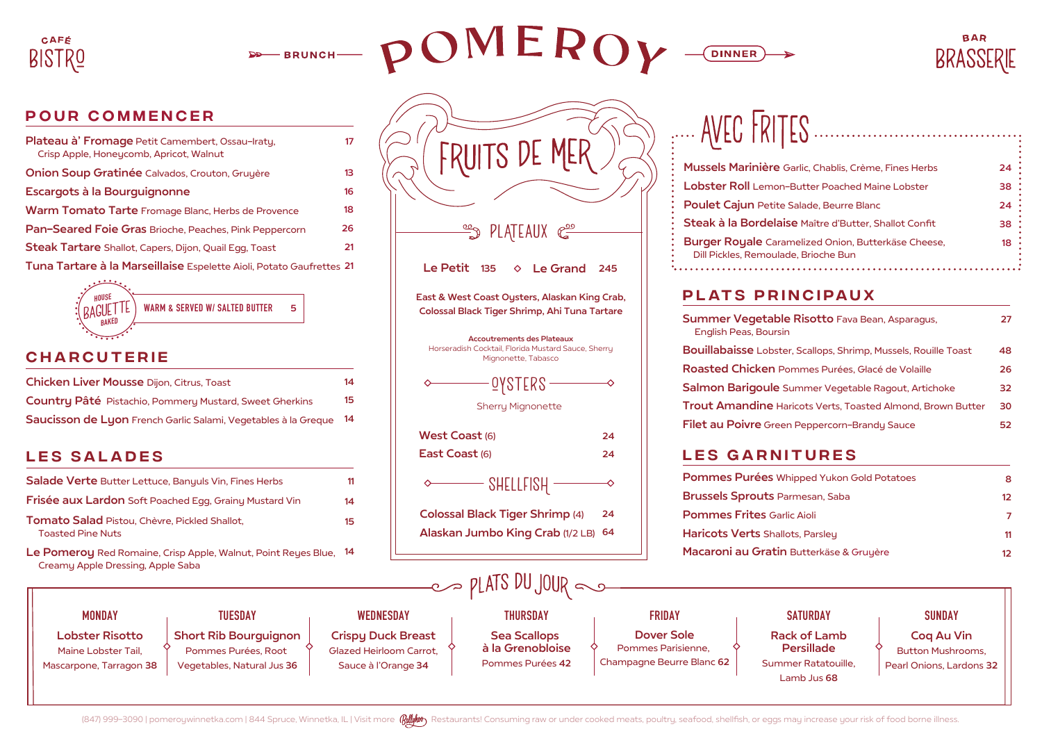CAFÉ BISTRO — BRUNCH

# POMEROY

DINNER — BAR BRASSERIE

## POUR COMMENCER

**Plateau à' Fromage** Petit Camembert, Ossau-Iraty, Crisp Apple, Honeycomb, Apricot, Walnut 17

**Onion Soup Gratinée** Calvados, Crouton, Gruyère 13

**Escargots à la Bourguignonne** 16

**Warm Tomato Tarte** Fromage Blanc, Herbs de Provence 18

**Pan-Seared Foie Gras** Brioche, Peaches, Pink Peppercorn 26

**Steak Tartare** Shallot, Capers, Dijon, Quail Egg, Toast 21

**Tuna Tartare à la Marseillaise** Espelette Aioli, Potato Gaufrettes 21

HOUSE BAKED BAGUETTE — WARM & SERVED W/ SALTED BUTTER 5

## CHARCUTERIE

**Chicken Liver Mousse** Dijon, Citrus, Toast 14

**Country Pâté** Pistachio, Pommery Mustard, Sweet Gherkins 15

**Saucisson de Lyon** French Garlic Salami, Vegetables à la Greque 14

## LES SALADES

**Salade Verte** Butter Lettuce, Banyuls Vin, Fines Herbs 11

**Frisée aux Lardon** Soft Poached Egg, Grainy Mustard Vin 14

**Tomato Salad** Pistou, Chèvre, Pickled Shallot, Toasted Pine Nuts 15

**Le Pomeroy** Red Romaine, Crisp Apple, Walnut, Point Reyes Blue, Creamy Apple Dressing, Apple Saba 14

## FRUITS DE MER

### PLATEAUX

**Le Petit** 135 ◇ **Le Grand** 245

**East & West Coast Oysters, Alaskan King Crab, Colossal Black Tiger Shrimp, Ahi Tuna Tartare**

**Accoutrements des Plateaux**
Horseradish Cocktail, Florida Mustard Sauce, Sherry Mignonette, Tabasco

### OYSTERS

Sherry Mignonette

**West Coast** (6) 24

**East Coast** (6) 24

### SHELLFISH

**Colossal Black Tiger Shrimp** (4) 24

**Alaskan Jumbo King Crab** (1/2 LB) 64

## AVEC FRITES

**Mussels Marinière** Garlic, Chablis, Crème, Fines Herbs 24

**Lobster Roll** Lemon-Butter Poached Maine Lobster 38

**Poulet Cajun** Petite Salade, Beurre Blanc 24

**Steak à la Bordelaise** Maître d'Butter, Shallot Confit 38

**Burger Royale** Caramelized Onion, Butterkäse Cheese, Dill Pickles, Remoulade, Brioche Bun 18

## PLATS PRINCIPAUX

**Summer Vegetable Risotto** Fava Bean, Asparagus, English Peas, Boursin 27

**Bouillabaisse** Lobster, Scallops, Shrimp, Mussels, Rouille Toast 48

**Roasted Chicken** Pommes Purées, Glacé de Volaille 26

**Salmon Barigoule** Summer Vegetable Ragout, Artichoke 32

**Trout Amandine** Haricots Verts, Toasted Almond, Brown Butter 30

**Filet au Poivre** Green Peppercorn-Brandy Sauce 52

## LES GARNITURES

**Pommes Purées** Whipped Yukon Gold Potatoes 8

**Brussels Sprouts** Parmesan, Saba 12

**Pommes Frites** Garlic Aioli 7

**Haricots Verts** Shallots, Parsley 11

**Macaroni au Gratin** Butterkäse & Gruyère 12

## PLATS DU JOUR

**MONDAY** — **Lobster Risotto** Maine Lobster Tail, Mascarpone, Tarragon 38

**TUESDAY** — **Short Rib Bourguignon** Pommes Purées, Root Vegetables, Natural Jus 36

**WEDNESDAY** — **Crispy Duck Breast** Glazed Heirloom Carrot, Sauce à l'Orange 34

**THURSDAY** — **Sea Scallops à la Grenobloise** Pommes Purées 42

**FRIDAY** — **Dover Sole** Pommes Parisienne, Champagne Beurre Blanc 62

**SATURDAY** — **Rack of Lamb Persillade** Summer Ratatouille, Lamb Jus 68

**SUNDAY** — **Coq Au Vin** Button Mushrooms, Pearl Onions, Lardons 32

(847) 999-3090 | pomeroywinnetka.com | 844 Spruce, Winnetka, IL | Visit more Ballyhoo Restaurants! Consuming raw or under cooked meats, poultry, seafood, shellfish, or eggs may increase your risk of food borne illness.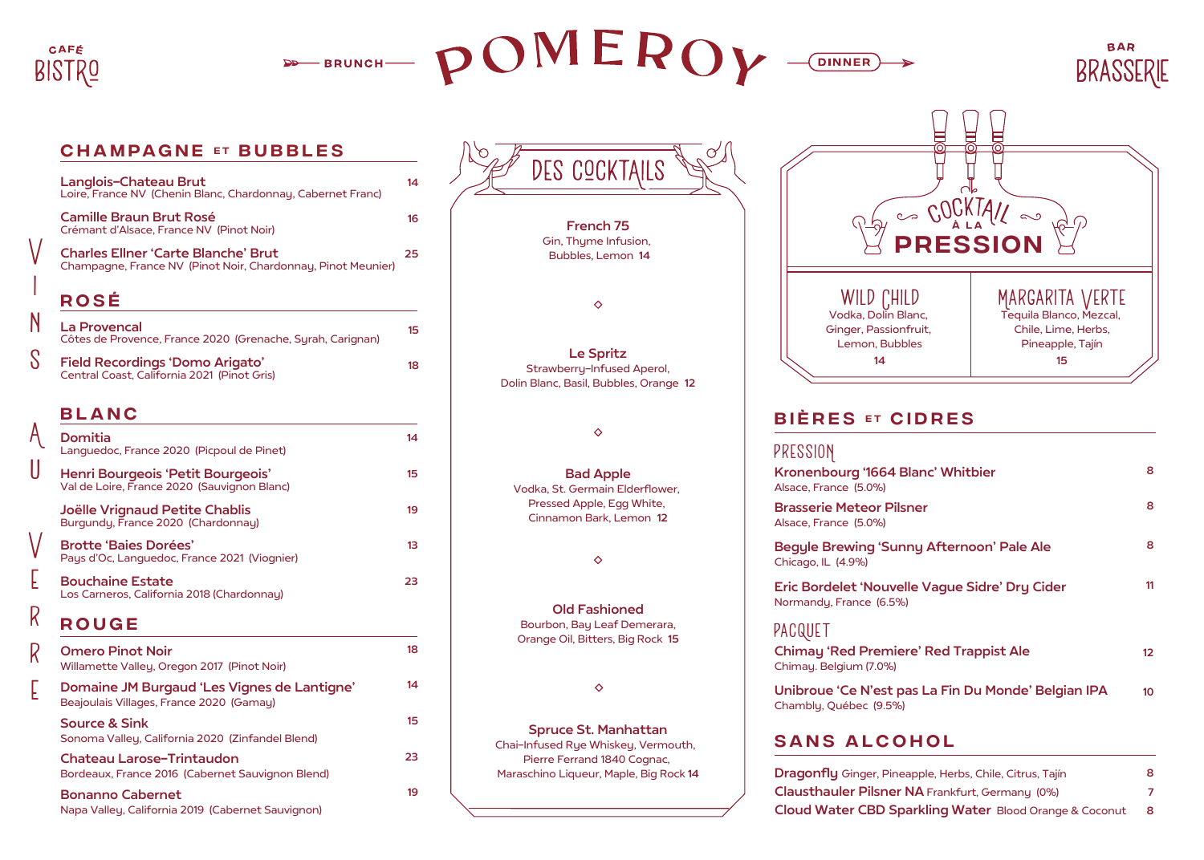CAFÉ BISTRO

BRUNCH — # POMEROY — DINNER

BAR BRASSERIE

VINS AU VERRE

## CHAMPAGNE ET BUBBLES

| | |
|---|---|
| **Langlois–Chateau Brut**<br>Loire, France NV (Chenin Blanc, Chardonnay, Cabernet Franc) | 14 |
| **Camille Braun Brut Rosé**<br>Crémant d'Alsace, France NV (Pinot Noir) | 16 |
| **Charles Ellner 'Carte Blanche' Brut**<br>Champagne, France NV (Pinot Noir, Chardonnay, Pinot Meunier) | 25 |

## ROSÉ

| | |
|---|---|
| **La Provencal**<br>Côtes de Provence, France 2020 (Grenache, Syrah, Carignan) | 15 |
| **Field Recordings 'Domo Arigato'**<br>Central Coast, California 2021 (Pinot Gris) | 18 |

## BLANC

| | |
|---|---|
| **Domitia**<br>Languedoc, France 2020 (Picpoul de Pinet) | 14 |
| **Henri Bourgeois 'Petit Bourgeois'**<br>Val de Loire, France 2020 (Sauvignon Blanc) | 15 |
| **Joëlle Vrignaud Petite Chablis**<br>Burgundy, France 2020 (Chardonnay) | 19 |
| **Brotte 'Baies Dorées'**<br>Pays d'Oc, Languedoc, France 2021 (Viognier) | 13 |
| **Bouchaine Estate**<br>Los Carneros, California 2018 (Chardonnay) | 23 |

## ROUGE

| | |
|---|---|
| **Omero Pinot Noir**<br>Willamette Valley, Oregon 2017 (Pinot Noir) | 18 |
| **Domaine JM Burgaud 'Les Vignes de Lantigne'**<br>Beajoulais Villages, France 2020 (Gamay) | 14 |
| **Source & Sink**<br>Sonoma Valley, California 2020 (Zinfandel Blend) | 15 |
| **Chateau Larose–Trintaudon**<br>Bordeaux, France 2016 (Cabernet Sauvignon Blend) | 23 |
| **Bonanno Cabernet**<br>Napa Valley, California 2019 (Cabernet Sauvignon) | 19 |

## DES COCKTAILS

**French 75**
Gin, Thyme Infusion, Bubbles, Lemon 14

◇

**Le Spritz**
Strawberry–Infused Aperol, Dolin Blanc, Basil, Bubbles, Orange 12

◇

**Bad Apple**
Vodka, St. Germain Elderflower, Pressed Apple, Egg White, Cinnamon Bark, Lemon 12

◇

**Old Fashioned**
Bourbon, Bay Leaf Demerara, Orange Oil, Bitters, Big Rock 15

◇

**Spruce St. Manhattan**
Chai–Infused Rye Whiskey, Vermouth, Pierre Ferrand 1840 Cognac, Maraschino Liqueur, Maple, Big Rock 14

## COCKTAIL À LA PRESSION

**WILD CHILD**
Vodka, Dolin Blanc, Ginger, Passionfruit, Lemon, Bubbles
14

**MARGARITA VERTE**
Tequila Blanco, Mezcal, Chile, Lime, Herbs, Pineapple, Tajín
15

## BIÈRES ET CIDRES

### PRESSION

| | |
|---|---|
| **Kronenbourg '1664 Blanc' Whitbier**<br>Alsace, France (5.0%) | 8 |
| **Brasserie Meteor Pilsner**<br>Alsace, France (5.0%) | 8 |
| **Begyle Brewing 'Sunny Afternoon' Pale Ale**<br>Chicago, IL (4.9%) | 8 |
| **Eric Bordelet 'Nouvelle Vague Sidre' Dry Cider**<br>Normandy, France (6.5%) | 11 |

### PACQUET

| | |
|---|---|
| **Chimay 'Red Premiere' Red Trappist Ale**<br>Chimay. Belgium (7.0%) | 12 |
| **Unibroue 'Ce N'est pas La Fin Du Monde' Belgian IPA**<br>Chambly, Québec (9.5%) | 10 |

## SANS ALCOHOL

| | |
|---|---|
| **Dragonfly** Ginger, Pineapple, Herbs, Chile, Citrus, Tajín | 8 |
| **Clausthauler Pilsner NA** Frankfurt, Germany (0%) | 7 |
| **Cloud Water CBD Sparkling Water** Blood Orange & Coconut | 8 |